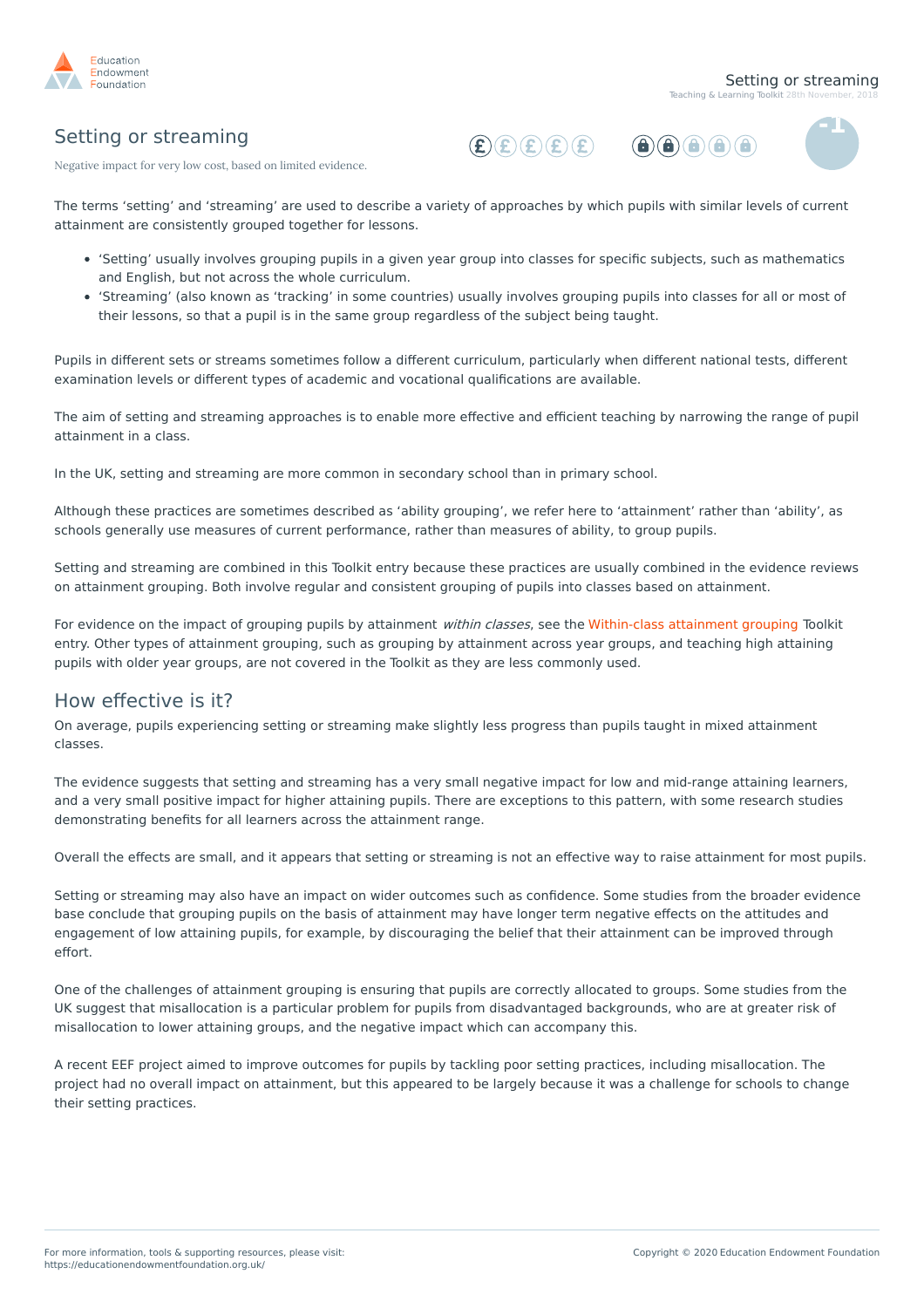# Setting or streaming

Negative impact for very low cost, based on limited evidence.

The terms ‘setting’ and ‘streaming’ are used to describe a variety of approaches by which pupils with similar levels of current attainment are consistently grouped together for lessons.

- ‘Setting’ usually involves grouping pupils in a given year group into classes for specific subjects, such as mathematics and English, but not across the whole curriculum.
- ‘Streaming’ (also known as ‘tracking’ in some countries) usually involves grouping pupils into classes for all or most of their lessons, so that a pupil is in the same group regardless of the subject being taught.

Pupils in different sets or streams sometimes follow a different curriculum, particularly when different national tests, different examination levels or different types of academic and vocational qualifications are available.

The aim of setting and streaming approaches is to enable more effective and efficient teaching by narrowing the range of pupil attainment in a class.

In the UK, setting and streaming are more common in secondary school than in primary school.

Although these practices are sometimes described as ‘ability grouping’, we refer here to ‘attainment’ rather than ‘ability’, as schools generally use measures of current performance, rather than measures of ability, to group pupils.

Setting and streaming are combined in this Toolkit entry because these practices are usually combined in the evidence reviews on attainment grouping. Both involve regular and consistent grouping of pupils into classes based on attainment.

For evidence on the impact of grouping pupils by attainment *within classes*, see the Within-class attainment grouping Toolkit entry. Other types of attainment grouping, such as grouping by attainment across year groups, and teaching high attaining pupils with older year groups, are not covered in the Toolkit as they are less commonly used.

## How effective is it?

On average, pupils experiencing setting or streaming make slightly less progress than pupils taught in mixed attainment classes.

The evidence suggests that setting and streaming has a very small negative impact for low and mid-range attaining learners, and a very small positive impact for higher attaining pupils. There are exceptions to this pattern, with some research studies demonstrating benefits for all learners across the attainment range.

Overall the effects are small, and it appears that setting or streaming is not an effective way to raise attainment for most pupils.

Setting or streaming may also have an impact on wider outcomes such as confidence. Some studies from the broader evidence base conclude that grouping pupils on the basis of attainment may have longer term negative effects on the attitudes and engagement of low attaining pupils, for example, by discouraging the belief that their attainment can be improved through effort.

One of the challenges of attainment grouping is ensuring that pupils are correctly allocated to groups. Some studies from the UK suggest that misallocation is a particular problem for pupils from disadvantaged backgrounds, who are at greater risk of misallocation to lower attaining groups, and the negative impact which can accompany this.

A recent EEF project aimed to improve outcomes for pupils by tackling poor setting practices, including misallocation. The project had no overall impact on attainment, but this appeared to be largely because it was a challenge for schools to change their setting practices.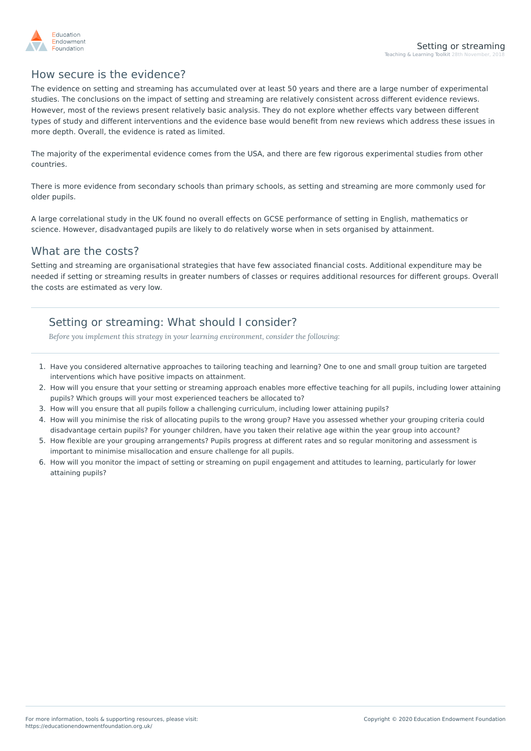## How secure is the evidence?

The evidence on setting and streaming has accumulated over at least 50 years and there are a large number of experimental studies. The conclusions on the impact of setting and streaming are relatively consistent across different evidence reviews. However, most of the reviews present relatively basic analysis. They do not explore whether effects vary between different types of study and different interventions and the evidence base would benefit from new reviews which address these issues in more depth. Overall, the evidence is rated as limited.

The majority of the experimental evidence comes from the USA, and there are few rigorous experimental studies from other countries.

There is more evidence from secondary schools than primary schools, as setting and streaming are more commonly used for older pupils.

A large correlational study in the UK found no overall effects on GCSE performance of setting in English, mathematics or science. However, disadvantaged pupils are likely to do relatively worse when in sets organised by attainment.

## What are the costs?

Setting and streaming are organisational strategies that have few associated financial costs. Additional expenditure may be needed if setting or streaming results in greater numbers of classes or requires additional resources for different groups. Overall the costs are estimated as very low.

## Setting or streaming: What should I consider?

*Before you implement this strategy in your learning environment, consider the following:*

1. Have you considered alternative approaches to tailoring teaching and learning? One to one and small group tuition are targeted interventions which have positive impacts on attainment.
2. How will you ensure that your setting or streaming approach enables more effective teaching for all pupils, including lower attaining pupils? Which groups will your most experienced teachers be allocated to?
3. How will you ensure that all pupils follow a challenging curriculum, including lower attaining pupils?
4. How will you minimise the risk of allocating pupils to the wrong group? Have you assessed whether your grouping criteria could disadvantage certain pupils? For younger children, have you taken their relative age within the year group into account?
5. How flexible are your grouping arrangements? Pupils progress at different rates and so regular monitoring and assessment is important to minimise misallocation and ensure challenge for all pupils.
6. How will you monitor the impact of setting or streaming on pupil engagement and attitudes to learning, particularly for lower attaining pupils?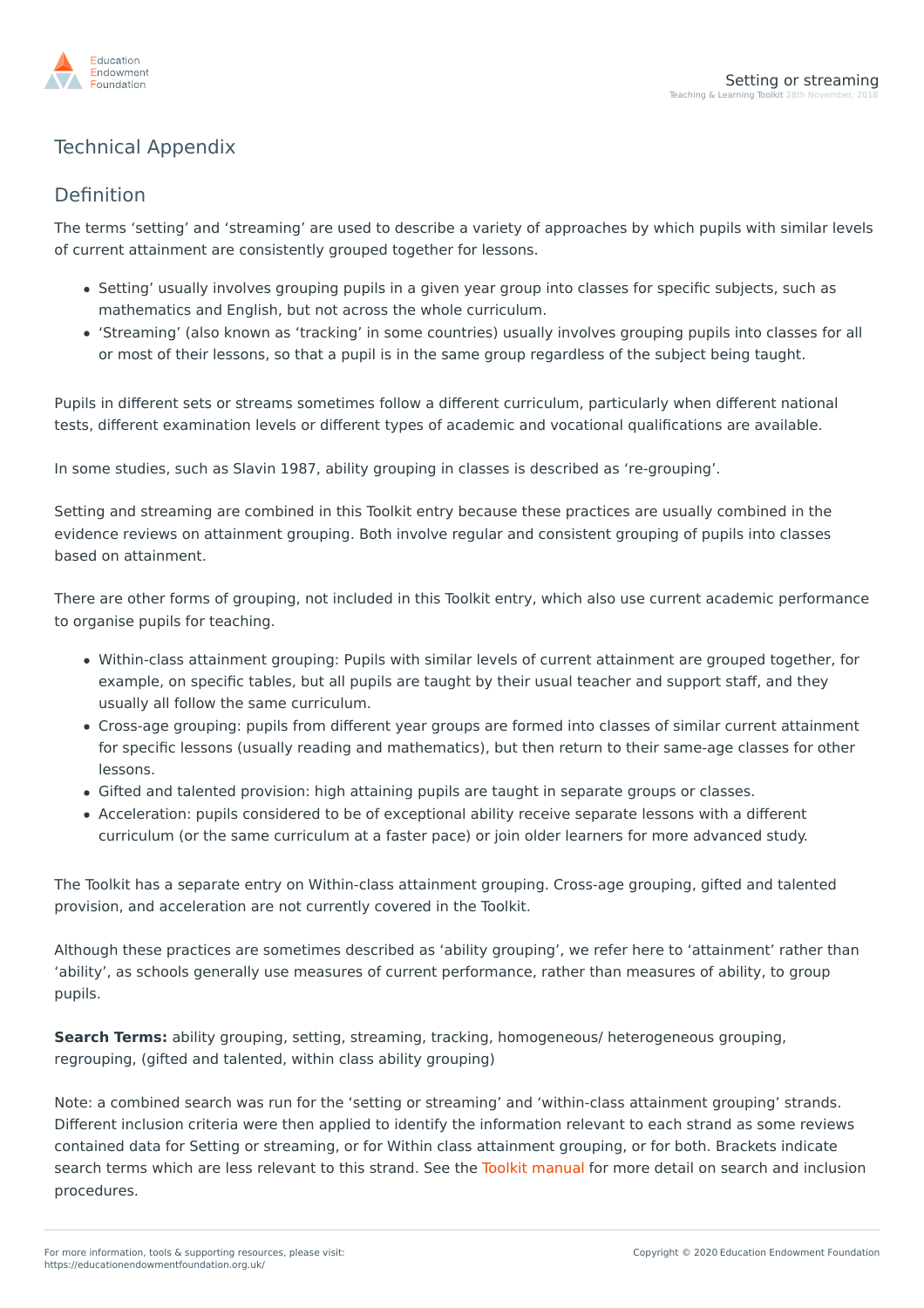## Technical Appendix

## Definition

The terms ‘setting’ and ‘streaming’ are used to describe a variety of approaches by which pupils with similar levels of current attainment are consistently grouped together for lessons.

- Setting’ usually involves grouping pupils in a given year group into classes for specific subjects, such as mathematics and English, but not across the whole curriculum.
- ‘Streaming’ (also known as ‘tracking’ in some countries) usually involves grouping pupils into classes for all or most of their lessons, so that a pupil is in the same group regardless of the subject being taught.

Pupils in different sets or streams sometimes follow a different curriculum, particularly when different national tests, different examination levels or different types of academic and vocational qualifications are available.

In some studies, such as Slavin 1987, ability grouping in classes is described as ‘re-grouping’.

Setting and streaming are combined in this Toolkit entry because these practices are usually combined in the evidence reviews on attainment grouping. Both involve regular and consistent grouping of pupils into classes based on attainment.

There are other forms of grouping, not included in this Toolkit entry, which also use current academic performance to organise pupils for teaching.

- Within-class attainment grouping: Pupils with similar levels of current attainment are grouped together, for example, on specific tables, but all pupils are taught by their usual teacher and support staff, and they usually all follow the same curriculum.
- Cross-age grouping: pupils from different year groups are formed into classes of similar current attainment for specific lessons (usually reading and mathematics), but then return to their same-age classes for other lessons.
- Gifted and talented provision: high attaining pupils are taught in separate groups or classes.
- Acceleration: pupils considered to be of exceptional ability receive separate lessons with a different curriculum (or the same curriculum at a faster pace) or join older learners for more advanced study.

The Toolkit has a separate entry on Within-class attainment grouping. Cross-age grouping, gifted and talented provision, and acceleration are not currently covered in the Toolkit.

Although these practices are sometimes described as ‘ability grouping’, we refer here to ‘attainment’ rather than ‘ability’, as schools generally use measures of current performance, rather than measures of ability, to group pupils.

**Search Terms:** ability grouping, setting, streaming, tracking, homogeneous/ heterogeneous grouping, regrouping, (gifted and talented, within class ability grouping)

Note: a combined search was run for the ‘setting or streaming’ and ‘within-class attainment grouping’ strands. Different inclusion criteria were then applied to identify the information relevant to each strand as some reviews contained data for Setting or streaming, or for Within class attainment grouping, or for both. Brackets indicate search terms which are less relevant to this strand. See the Toolkit manual for more detail on search and inclusion procedures.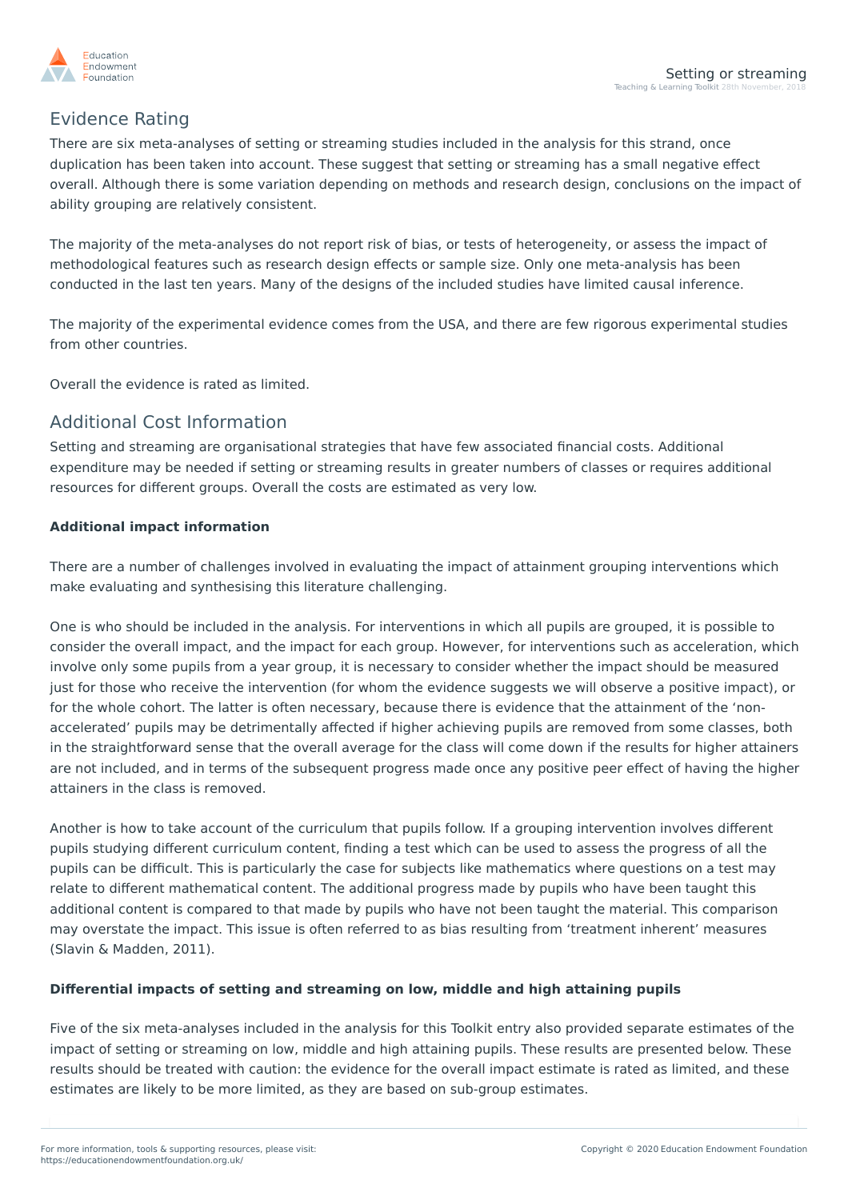## Evidence Rating

There are six meta-analyses of setting or streaming studies included in the analysis for this strand, once duplication has been taken into account. These suggest that setting or streaming has a small negative effect overall. Although there is some variation depending on methods and research design, conclusions on the impact of ability grouping are relatively consistent.

The majority of the meta-analyses do not report risk of bias, or tests of heterogeneity, or assess the impact of methodological features such as research design effects or sample size. Only one meta-analysis has been conducted in the last ten years. Many of the designs of the included studies have limited causal inference.

The majority of the experimental evidence comes from the USA, and there are few rigorous experimental studies from other countries.

Overall the evidence is rated as limited.

## Additional Cost Information

Setting and streaming are organisational strategies that have few associated financial costs. Additional expenditure may be needed if setting or streaming results in greater numbers of classes or requires additional resources for different groups. Overall the costs are estimated as very low.

**Additional impact information**

There are a number of challenges involved in evaluating the impact of attainment grouping interventions which make evaluating and synthesising this literature challenging.

One is who should be included in the analysis. For interventions in which all pupils are grouped, it is possible to consider the overall impact, and the impact for each group. However, for interventions such as acceleration, which involve only some pupils from a year group, it is necessary to consider whether the impact should be measured just for those who receive the intervention (for whom the evidence suggests we will observe a positive impact), or for the whole cohort. The latter is often necessary, because there is evidence that the attainment of the 'non-accelerated' pupils may be detrimentally affected if higher achieving pupils are removed from some classes, both in the straightforward sense that the overall average for the class will come down if the results for higher attainers are not included, and in terms of the subsequent progress made once any positive peer effect of having the higher attainers in the class is removed.

Another is how to take account of the curriculum that pupils follow. If a grouping intervention involves different pupils studying different curriculum content, finding a test which can be used to assess the progress of all the pupils can be difficult. This is particularly the case for subjects like mathematics where questions on a test may relate to different mathematical content. The additional progress made by pupils who have been taught this additional content is compared to that made by pupils who have not been taught the material. This comparison may overstate the impact. This issue is often referred to as bias resulting from 'treatment inherent' measures (Slavin & Madden, 2011).

**Differential impacts of setting and streaming on low, middle and high attaining pupils**

Five of the six meta-analyses included in the analysis for this Toolkit entry also provided separate estimates of the impact of setting or streaming on low, middle and high attaining pupils. These results are presented below. These results should be treated with caution: the evidence for the overall impact estimate is rated as limited, and these estimates are likely to be more limited, as they are based on sub-group estimates.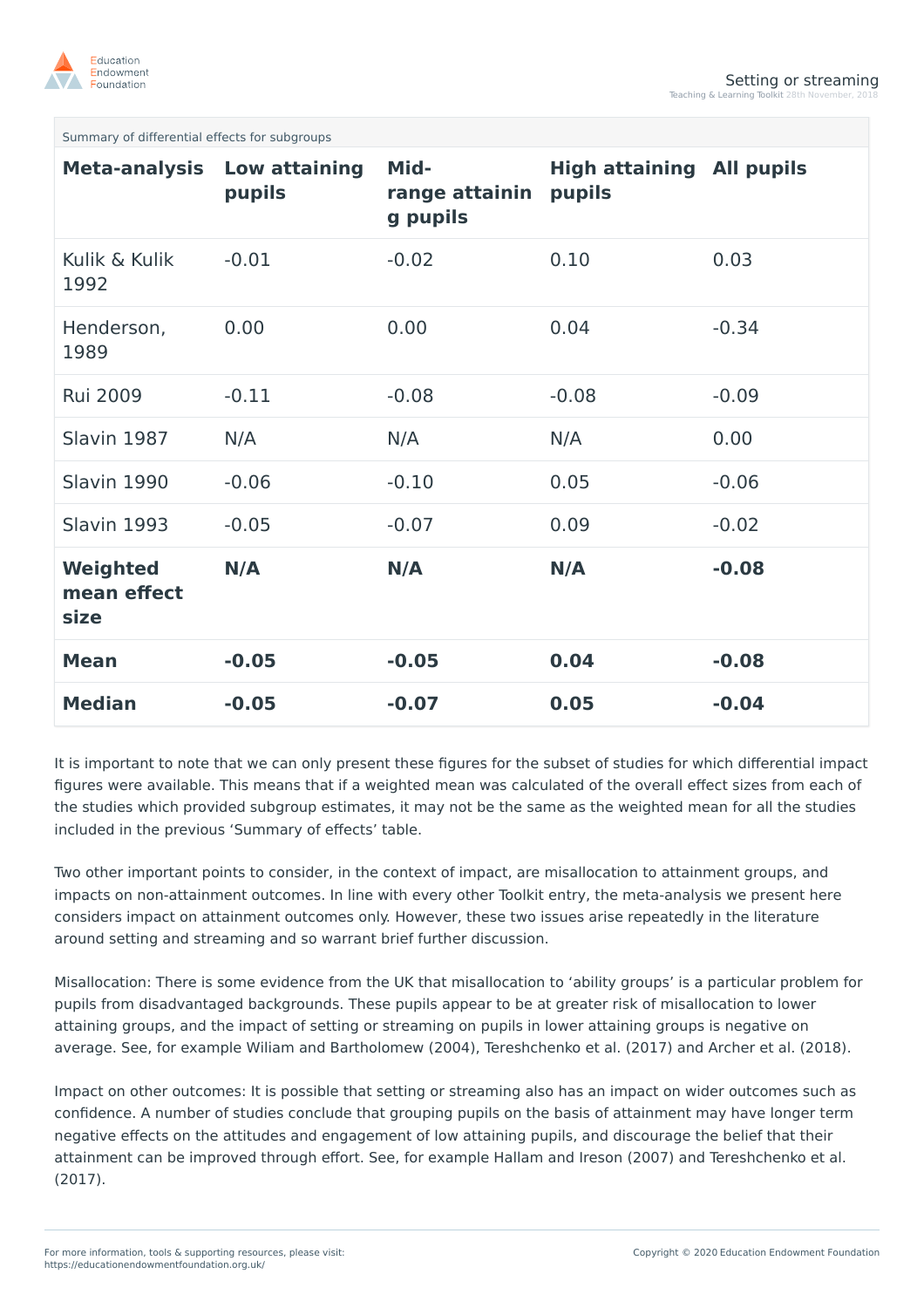Summary of differential effects for subgroups

| Meta-analysis | Low attaining pupils | Mid-range attaining pupils | High attaining pupils | All pupils |
|---|---|---|---|---|
| Kulik & Kulik 1992 | -0.01 | -0.02 | 0.10 | 0.03 |
| Henderson, 1989 | 0.00 | 0.00 | 0.04 | -0.34 |
| Rui 2009 | -0.11 | -0.08 | -0.08 | -0.09 |
| Slavin 1987 | N/A | N/A | N/A | 0.00 |
| Slavin 1990 | -0.06 | -0.10 | 0.05 | -0.06 |
| Slavin 1993 | -0.05 | -0.07 | 0.09 | -0.02 |
| **Weighted mean effect size** | **N/A** | **N/A** | **N/A** | **-0.08** |
| **Mean** | **-0.05** | **-0.05** | **0.04** | **-0.08** |
| **Median** | **-0.05** | **-0.07** | **0.05** | **-0.04** |

It is important to note that we can only present these figures for the subset of studies for which differential impact figures were available. This means that if a weighted mean was calculated of the overall effect sizes from each of the studies which provided subgroup estimates, it may not be the same as the weighted mean for all the studies included in the previous 'Summary of effects' table.

Two other important points to consider, in the context of impact, are misallocation to attainment groups, and impacts on non-attainment outcomes. In line with every other Toolkit entry, the meta-analysis we present here considers impact on attainment outcomes only. However, these two issues arise repeatedly in the literature around setting and streaming and so warrant brief further discussion.

Misallocation: There is some evidence from the UK that misallocation to 'ability groups' is a particular problem for pupils from disadvantaged backgrounds. These pupils appear to be at greater risk of misallocation to lower attaining groups, and the impact of setting or streaming on pupils in lower attaining groups is negative on average. See, for example Wiliam and Bartholomew (2004), Tereshchenko et al. (2017) and Archer et al. (2018).

Impact on other outcomes: It is possible that setting or streaming also has an impact on wider outcomes such as confidence. A number of studies conclude that grouping pupils on the basis of attainment may have longer term negative effects on the attitudes and engagement of low attaining pupils, and discourage the belief that their attainment can be improved through effort. See, for example Hallam and Ireson (2007) and Tereshchenko et al. (2017).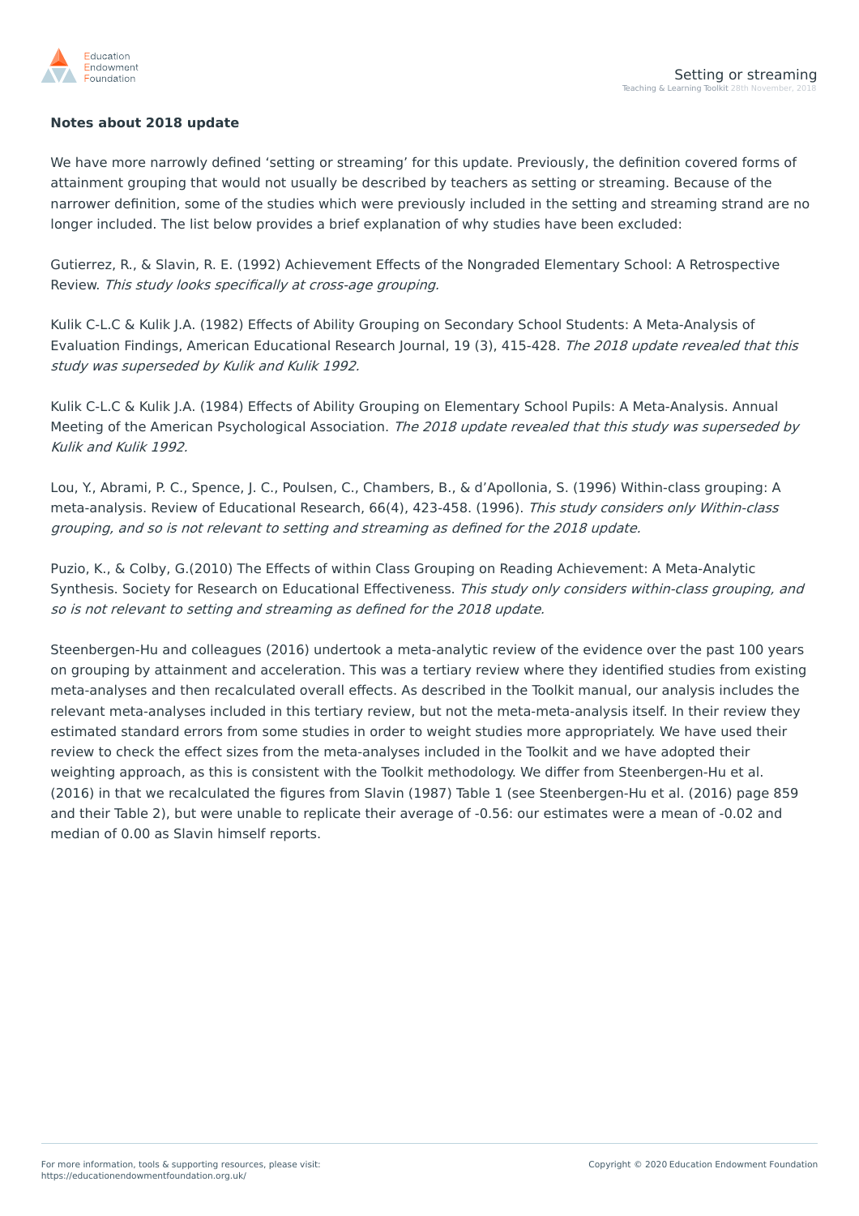**Notes about 2018 update**

We have more narrowly defined 'setting or streaming' for this update. Previously, the definition covered forms of attainment grouping that would not usually be described by teachers as setting or streaming. Because of the narrower definition, some of the studies which were previously included in the setting and streaming strand are no longer included. The list below provides a brief explanation of why studies have been excluded:

Gutierrez, R., & Slavin, R. E. (1992) Achievement Effects of the Nongraded Elementary School: A Retrospective Review. *This study looks specifically at cross-age grouping.*

Kulik C-L.C & Kulik J.A. (1982) Effects of Ability Grouping on Secondary School Students: A Meta-Analysis of Evaluation Findings, American Educational Research Journal, 19 (3), 415-428. *The 2018 update revealed that this study was superseded by Kulik and Kulik 1992.*

Kulik C-L.C & Kulik J.A. (1984) Effects of Ability Grouping on Elementary School Pupils: A Meta-Analysis. Annual Meeting of the American Psychological Association. *The 2018 update revealed that this study was superseded by Kulik and Kulik 1992.*

Lou, Y., Abrami, P. C., Spence, J. C., Poulsen, C., Chambers, B., & d'Apollonia, S. (1996) Within-class grouping: A meta-analysis. Review of Educational Research, 66(4), 423-458. (1996). *This study considers only Within-class grouping, and so is not relevant to setting and streaming as defined for the 2018 update.*

Puzio, K., & Colby, G.(2010) The Effects of within Class Grouping on Reading Achievement: A Meta-Analytic Synthesis. Society for Research on Educational Effectiveness. *This study only considers within-class grouping, and so is not relevant to setting and streaming as defined for the 2018 update.*

Steenbergen-Hu and colleagues (2016) undertook a meta-analytic review of the evidence over the past 100 years on grouping by attainment and acceleration. This was a tertiary review where they identified studies from existing meta-analyses and then recalculated overall effects. As described in the Toolkit manual, our analysis includes the relevant meta-analyses included in this tertiary review, but not the meta-meta-analysis itself. In their review they estimated standard errors from some studies in order to weight studies more appropriately. We have used their review to check the effect sizes from the meta-analyses included in the Toolkit and we have adopted their weighting approach, as this is consistent with the Toolkit methodology. We differ from Steenbergen-Hu et al. (2016) in that we recalculated the figures from Slavin (1987) Table 1 (see Steenbergen-Hu et al. (2016) page 859 and their Table 2), but were unable to replicate their average of -0.56: our estimates were a mean of -0.02 and median of 0.00 as Slavin himself reports.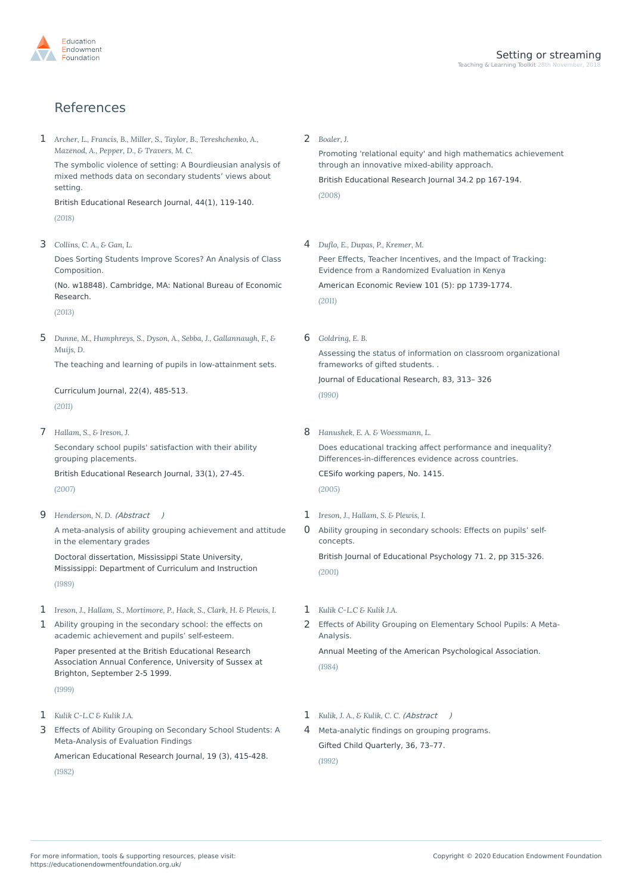## References

1. *Archer, L., Francis, B., Miller, S., Taylor, B., Tereshchenko, A., Mazenod, A., Pepper, D., & Travers, M. C.*

   The symbolic violence of setting: A Bourdieusian analysis of mixed methods data on secondary students' views about setting.

   British Educational Research Journal, 44(1), 119-140.

   (2018)

2. *Boaler, J.*

   Promoting 'relational equity' and high mathematics achievement through an innovative mixed-ability approach.

   British Educational Research Journal 34.2 pp 167-194.

   (2008)

3. *Collins, C. A., & Gan, L.*

   Does Sorting Students Improve Scores? An Analysis of Class Composition.

   (No. w18848). Cambridge, MA: National Bureau of Economic Research.

   (2013)

4. *Duflo, E., Dupas, P., Kremer, M.*

   Peer Effects, Teacher Incentives, and the Impact of Tracking: Evidence from a Randomized Evaluation in Kenya

   American Economic Review 101 (5): pp 1739-1774.

   (2011)

5. *Dunne, M., Humphreys, S., Dyson, A., Sebba, J., Gallannaugh, F., & Muijs, D.*

   The teaching and learning of pupils in low-attainment sets.

   Curriculum Journal, 22(4), 485-513.

   (2011)

6. *Goldring, E. B.*

   Assessing the status of information on classroom organizational frameworks of gifted students. .

   Journal of Educational Research, 83, 313– 326

   (1990)

7. *Hallam, S., & Ireson, J.*

   Secondary school pupils' satisfaction with their ability grouping placements.

   British Educational Research Journal, 33(1), 27-45.

   (2007)

8. *Hanushek, E. A. & Woessmann, L.*

   Does educational tracking affect performance and inequality? Differences-in-differences evidence across countries.

   CESifo working papers, No. 1415.

   (2005)

9. *Henderson, N. D. (Abstract )*

   A meta-analysis of ability grouping achievement and attitude in the elementary grades

   Doctoral dissertation, Mississippi State University, Mississippi: Department of Curriculum and Instruction

   (1989)

10. *Ireson, J., Hallam, S. & Plewis, I.*

    Ability grouping in secondary schools: Effects on pupils' self-concepts.

    British Journal of Educational Psychology 71. 2, pp 315-326.

    (2001)

11. *Ireson, J., Hallam, S., Mortimore, P., Hack, S., Clark, H. & Plewis, I.*

    Ability grouping in the secondary school: the effects on academic achievement and pupils' self-esteem.

    Paper presented at the British Educational Research Association Annual Conference, University of Sussex at Brighton, September 2-5 1999.

    (1999)

12. *Kulik C-L.C & Kulik J.A.*

    Effects of Ability Grouping on Elementary School Pupils: A Meta-Analysis.

    Annual Meeting of the American Psychological Association.

    (1984)

13. *Kulik C-L.C & Kulik J.A.*

    Effects of Ability Grouping on Secondary School Students: A Meta-Analysis of Evaluation Findings

    American Educational Research Journal, 19 (3), 415-428.

    (1982)

14. *Kulik, J. A., & Kulik, C. C. (Abstract )*

    Meta-analytic findings on grouping programs.

    Gifted Child Quarterly, 36, 73–77.

    (1992)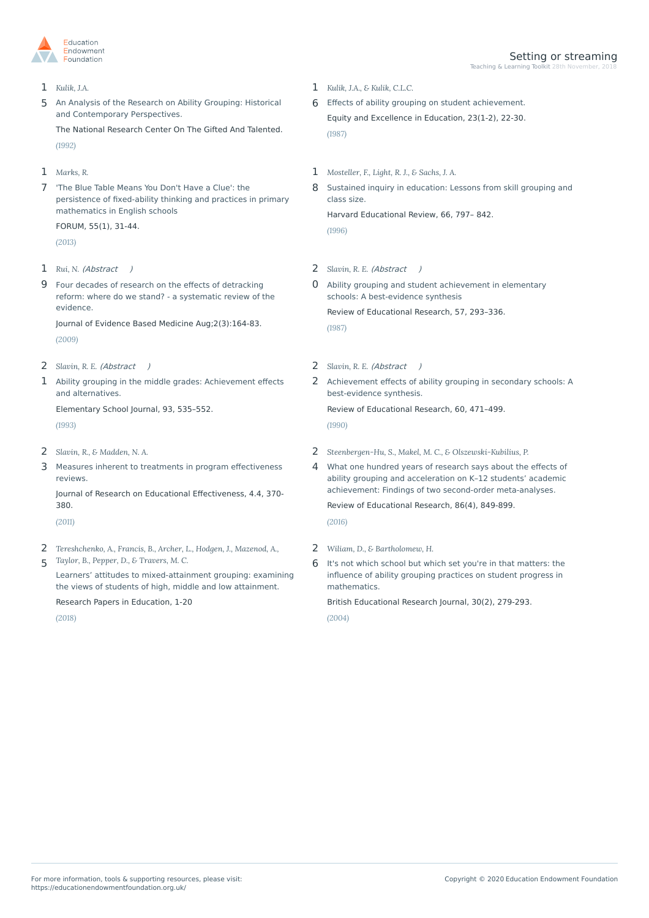15 *Kulik, J.A.*

An Analysis of the Research on Ability Grouping: Historical and Contemporary Perspectives.

The National Research Center On The Gifted And Talented.

(1992)

16 *Kulik, J.A., & Kulik, C.L.C.*

Effects of ability grouping on student achievement.

Equity and Excellence in Education, 23(1-2), 22-30.

(1987)

17 *Marks, R.*

'The Blue Table Means You Don't Have a Clue': the persistence of fixed-ability thinking and practices in primary mathematics in English schools

FORUM, 55(1), 31-44.

(2013)

18 *Mosteller, F., Light, R. J., & Sachs, J. A.*

Sustained inquiry in education: Lessons from skill grouping and class size.

Harvard Educational Review, 66, 797– 842.

(1996)

19 *Rui, N. (Abstract )*

Four decades of research on the effects of detracking reform: where do we stand? - a systematic review of the evidence.

Journal of Evidence Based Medicine Aug;2(3):164-83.

(2009)

20 *Slavin, R. E. (Abstract )*

Ability grouping and student achievement in elementary schools: A best-evidence synthesis

Review of Educational Research, 57, 293–336.

(1987)

21 *Slavin, R. E. (Abstract )*

Ability grouping in the middle grades: Achievement effects and alternatives.

Elementary School Journal, 93, 535–552.

(1993)

22 *Slavin, R. E. (Abstract )*

Achievement effects of ability grouping in secondary schools: A best-evidence synthesis.

Review of Educational Research, 60, 471–499.

(1990)

23 *Slavin, R., & Madden, N. A.*

Measures inherent to treatments in program effectiveness reviews.

Journal of Research on Educational Effectiveness, 4.4, 370-380.

(2011)

24 *Steenbergen-Hu, S., Makel, M. C., & Olszewski-Kubilius, P.*

What one hundred years of research says about the effects of ability grouping and acceleration on K–12 students' academic achievement: Findings of two second-order meta-analyses.

Review of Educational Research, 86(4), 849-899.

(2016)

25 *Tereshchenko, A., Francis, B., Archer, L., Hodgen, J., Mazenod, A., Taylor, B., Pepper, D., & Travers, M. C.*

Learners' attitudes to mixed-attainment grouping: examining the views of students of high, middle and low attainment.

Research Papers in Education, 1-20

(2018)

26 *Wiliam, D., & Bartholomew, H.*

It's not which school but which set you're in that matters: the influence of ability grouping practices on student progress in mathematics.

British Educational Research Journal, 30(2), 279-293.

(2004)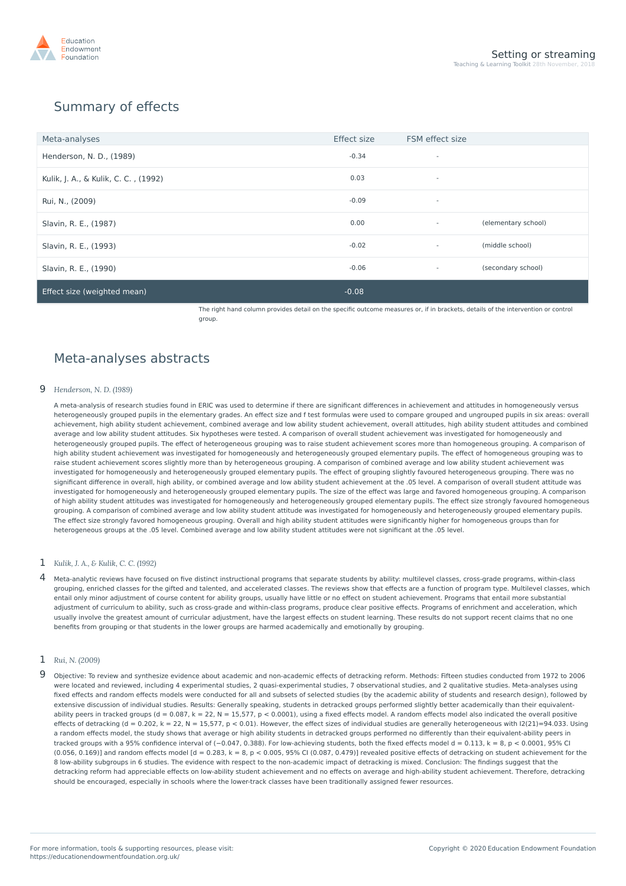## Summary of effects

| Meta-analyses | Effect size | FSM effect size | |
|---|---|---|---|
| Henderson, N. D., (1989) | -0.34 | - | |
| Kulik, J. A., & Kulik, C. C. , (1992) | 0.03 | - | |
| Rui, N., (2009) | -0.09 | - | |
| Slavin, R. E., (1987) | 0.00 | - | (elementary school) |
| Slavin, R. E., (1993) | -0.02 | - | (middle school) |
| Slavin, R. E., (1990) | -0.06 | - | (secondary school) |
| **Effect size (weighted mean)** | **-0.08** | | |

The right hand column provides detail on the specific outcome measures or, if in brackets, details of the intervention or control group.

## Meta-analyses abstracts

9 *Henderson, N. D. (1989)*

A meta-analysis of research studies found in ERIC was used to determine if there are significant differences in achievement and attitudes in homogeneously versus heterogeneously grouped pupils in the elementary grades. An effect size and f test formulas were used to compare grouped and ungrouped pupils in six areas: overall achievement, high ability student achievement, combined average and low ability student achievement, overall attitudes, high ability student attitudes and combined average and low ability student attitudes. Six hypotheses were tested. A comparison of overall student achievement was investigated for homogeneously and heterogeneously grouped pupils. The effect of heterogeneous grouping was to raise student achievement scores more than homogeneous grouping. A comparison of high ability student achievement was investigated for homogeneously and heterogeneously grouped elementary pupils. The effect of homogeneous grouping was to raise student achievement scores slightly more than by heterogeneous grouping. A comparison of combined average and low ability student achievement was investigated for homogeneously and heterogeneously grouped elementary pupils. The effect of grouping slightly favoured heterogeneous grouping. There was no significant difference in overall, high ability, or combined average and low ability student achievement at the .05 level. A comparison of overall student attitude was investigated for homogeneously and heterogeneously grouped elementary pupils. The size of the effect was large and favored homogeneous grouping. A comparison of high ability student attitudes was investigated for homogeneously and heterogeneously grouped elementary pupils. The effect size strongly favoured homogeneous grouping. A comparison of combined average and low ability student attitude was investigated for homogeneously and heterogeneously grouped elementary pupils. The effect size strongly favored homogeneous grouping. Overall and high ability student attitudes were significantly higher for homogeneous groups than for heterogeneous groups at the .05 level. Combined average and low ability student attitudes were not significant at the .05 level.

14 *Kulik, J. A., & Kulik, C. C. (1992)*

Meta-analytic reviews have focused on five distinct instructional programs that separate students by ability: multilevel classes, cross-grade programs, within-class grouping, enriched classes for the gifted and talented, and accelerated classes. The reviews show that effects are a function of program type. Multilevel classes, which entail only minor adjustment of course content for ability groups, usually have little or no effect on student achievement. Programs that entail more substantial adjustment of curriculum to ability, such as cross-grade and within-class programs, produce clear positive effects. Programs of enrichment and acceleration, which usually involve the greatest amount of curricular adjustment, have the largest effects on student learning. These results do not support recent claims that no one benefits from grouping or that students in the lower groups are harmed academically and emotionally by grouping.

19 *Rui, N. (2009)*

Objective: To review and synthesize evidence about academic and non-academic effects of detracking reform. Methods: Fifteen studies conducted from 1972 to 2006 were located and reviewed, including 4 experimental studies, 2 quasi-experimental studies, 7 observational studies, and 2 qualitative studies. Meta-analyses using fixed effects and random effects models were conducted for all and subsets of selected studies (by the academic ability of students and research design), followed by extensive discussion of individual studies. Results: Generally speaking, students in detracked groups performed slightly better academically than their equivalent-ability peers in tracked groups ($d = 0.087$, $k = 22$, $N = 15{,}577$, $p < 0.0001$), using a fixed effects model. A random effects model also indicated the overall positive effects of detracking ($d = 0.202$, $k = 22$, $N = 15{,}577$, $p < 0.01$). However, the effect sizes of individual studies are generally heterogeneous with $I2(21)=94.033$. Using a random effects model, the study shows that average or high ability students in detracked groups performed no differently than their equivalent-ability peers in tracked groups with a 95% confidence interval of (−0.047, 0.388). For low-achieving students, both the fixed effects model $d = 0.113$, $k = 8$, $p < 0.0001$, 95% CI (0.056, 0.169)] and random effects model [$d = 0.283$, $k = 8$, $p < 0.005$, 95% CI (0.087, 0.479)] revealed positive effects of detracking on student achievement for the 8 low-ability subgroups in 6 studies. The evidence with respect to the non-academic impact of detracking is mixed. Conclusion: The findings suggest that the detracking reform had appreciable effects on low-ability student achievement and no effects on average and high-ability student achievement. Therefore, detracking should be encouraged, especially in schools where the lower-track classes have been traditionally assigned fewer resources.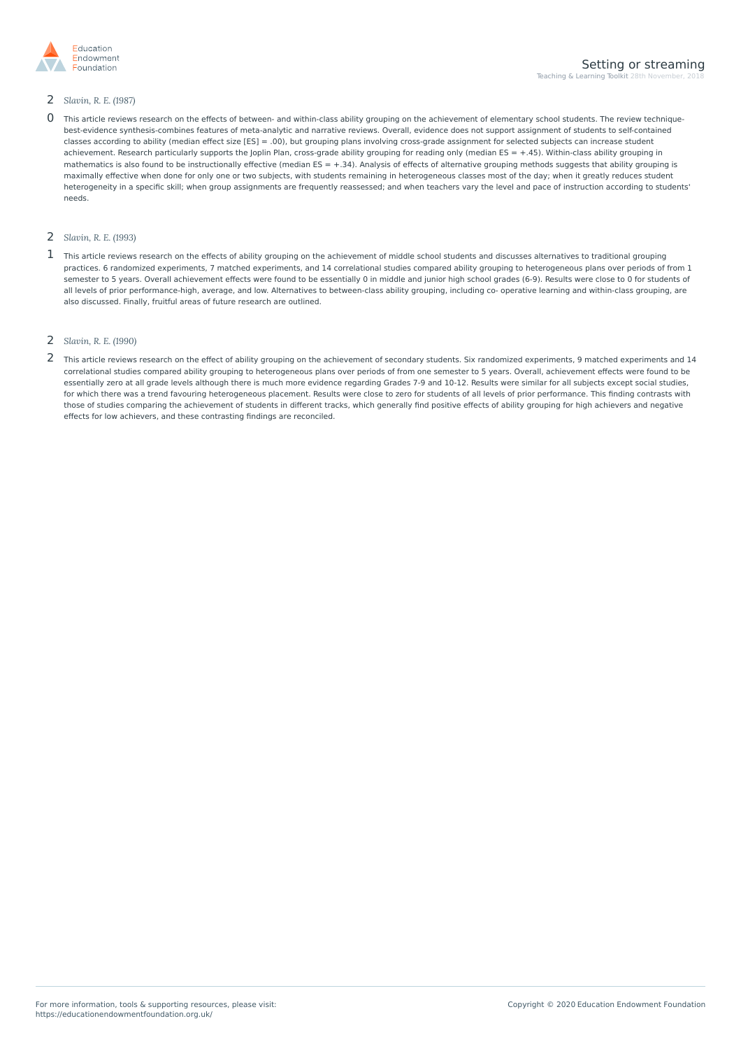20 *Slavin, R. E. (1987)*

This article reviews research on the effects of between- and within-class ability grouping on the achievement of elementary school students. The review technique-best-evidence synthesis-combines features of meta-analytic and narrative reviews. Overall, evidence does not support assignment of students to self-contained classes according to ability (median effect size [ES] = .00), but grouping plans involving cross-grade assignment for selected subjects can increase student achievement. Research particularly supports the Joplin Plan, cross-grade ability grouping for reading only (median ES = +.45). Within-class ability grouping in mathematics is also found to be instructionally effective (median ES = +.34). Analysis of effects of alternative grouping methods suggests that ability grouping is maximally effective when done for only one or two subjects, with students remaining in heterogeneous classes most of the day; when it greatly reduces student heterogeneity in a specific skill; when group assignments are frequently reassessed; and when teachers vary the level and pace of instruction according to students' needs.

21 *Slavin, R. E. (1993)*

This article reviews research on the effects of ability grouping on the achievement of middle school students and discusses alternatives to traditional grouping practices. 6 randomized experiments, 7 matched experiments, and 14 correlational studies compared ability grouping to heterogeneous plans over periods of from 1 semester to 5 years. Overall achievement effects were found to be essentially 0 in middle and junior high school grades (6-9). Results were close to 0 for students of all levels of prior performance-high, average, and low. Alternatives to between-class ability grouping, including co- operative learning and within-class grouping, are also discussed. Finally, fruitful areas of future research are outlined.

22 *Slavin, R. E. (1990)*

This article reviews research on the effect of ability grouping on the achievement of secondary students. Six randomized experiments, 9 matched experiments and 14 correlational studies compared ability grouping to heterogeneous plans over periods of from one semester to 5 years. Overall, achievement effects were found to be essentially zero at all grade levels although there is much more evidence regarding Grades 7-9 and 10-12. Results were similar for all subjects except social studies, for which there was a trend favouring heterogeneous placement. Results were close to zero for students of all levels of prior performance. This finding contrasts with those of studies comparing the achievement of students in different tracks, which generally find positive effects of ability grouping for high achievers and negative effects for low achievers, and these contrasting findings are reconciled.